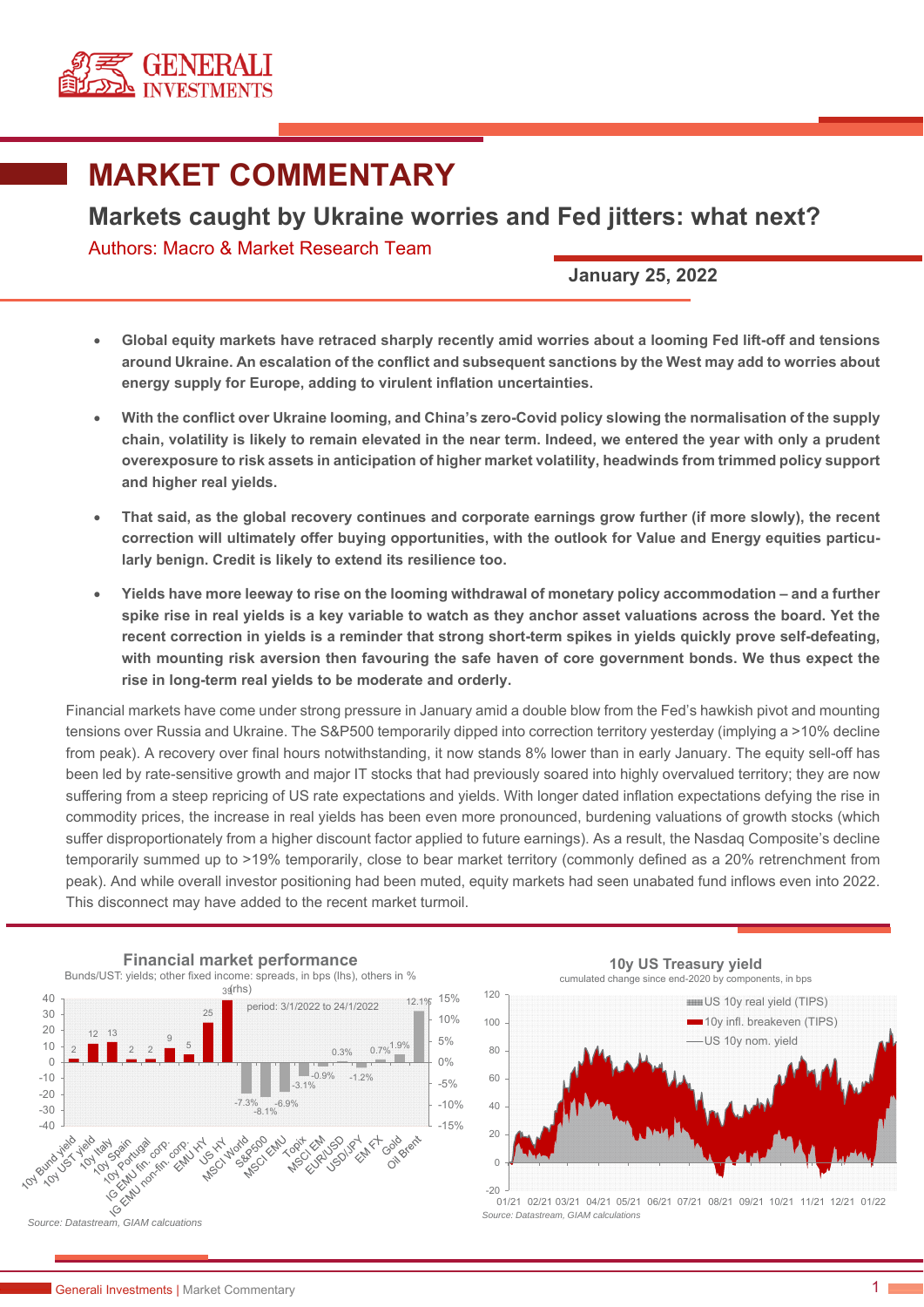# MARKET COMMENTARY

## Markets caught by Ukraine worries and Fed jitters: what next?

Authors: Macro & Market Research Team

**January 25, 2022**

- **Global equity markets have retraced sharply recently amid worries about a looming Fed lift-off and tensions around Ukraine. An escalation of the conflict and subsequent sanctions by the West may add to worries about energy supply for Europe, adding to virulent inflation uncertainties.**
- **With the conflict over Ukraine looming, and China's zero-Covid policy slowing the normalisation of the supply chain, volatility is likely to remain elevated in the near term. Indeed, we entered the year with only a prudent overexposure to risk assets in anticipation of higher market volatility, headwinds from trimmed policy support and higher real yields.**
- **That said, as the global recovery continues and corporate earnings grow further (if more slowly), the recent correction will ultimately offer buying opportunities, with the outlook for Value and Energy equities particularly benign. Credit is likely to extend its resilience too.**
- **Yields have more leeway to rise on the looming withdrawal of monetary policy accommodation – and a further spike rise in real yields is a key variable to watch as they anchor asset valuations across the board. Yet the recent correction in yields is a reminder that strong short-term spikes in yields quickly prove self-defeating, with mounting risk aversion then favouring the safe haven of core government bonds. We thus expect the rise in long-term real yields to be moderate and orderly.**

Financial markets have come under strong pressure in January amid a double blow from the Fed's hawkish pivot and mounting tensions over Russia and Ukraine. The S&P500 temporarily dipped into correction territory yesterday (implying a >10% decline from peak). A recovery over final hours notwithstanding, it now stands 8% lower than in early January. The equity sell-off has been led by rate-sensitive growth and major IT stocks that had previously soared into highly overvalued territory; they are now suffering from a steep repricing of US rate expectations and yields. With longer dated inflation expectations defying the rise in commodity prices, the increase in real yields has been even more pronounced, burdening valuations of growth stocks (which suffer disproportionately from a higher discount factor applied to future earnings). As a result, the Nasdaq Composite's decline temporarily summed up to >19% temporarily, close to bear market territory (commonly defined as a 20% retrenchment from peak). And while overall investor positioning had been muted, equity markets had seen unabated fund inflows even into 2022. This disconnect may have added to the recent market turmoil.

**Financial market performance**

Bunds/UST: yields; other fixed income: spreads, in bps (lhs), others in % (rhs)

period: 3/1/2022 to 24/1/2022

| Asset | Change |
|---|---|
| 10y Bund yield | 2 |
| 10y UST yield | 12 |
| 10y Italy | 13 |
| 10y Spain | 2 |
| 10y Portugal | 2 |
| IG EMU fin. corp. | 9 |
| IG EMU non-fin. corp. | 5 |
| EMU HY | 25 |
| US HY | 39 |
| MSCI World | -7.3% |
| S&P500 | -8.1% |
| MSCI EMU | -6.9% |
| Topix | -3.1% |
| MSCI EM | -0.9% |
| EUR/USD | 0.3% |
| USD/JPY | -1.2% |
| EM FX | 0.7% |
| Gold | 1.9% |
| Oil Brent | 12.1% |

*Source: Datastream, GIAM calcuations*

**10y US Treasury yield**

cumulated change since end-2020 by components, in bps

Legend: US 10y real yield (TIPS); 10y infl. breakeven (TIPS); US 10y nom. yield

*Source: Datastream, GIAM calculations*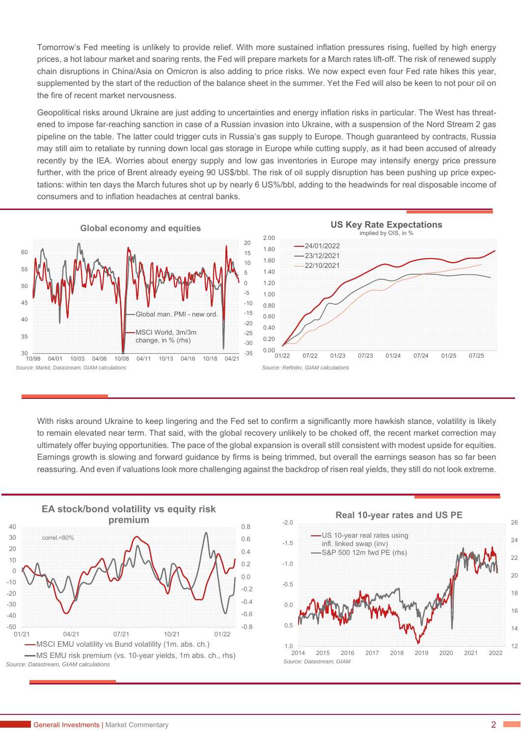Tomorrow's Fed meeting is unlikely to provide relief. With more sustained inflation pressures rising, fuelled by high energy prices, a hot labour market and soaring rents, the Fed will prepare markets for a March rates lift-off. The risk of renewed supply chain disruptions in China/Asia on Omicron is also adding to price risks. We now expect even four Fed rate hikes this year, supplemented by the start of the reduction of the balance sheet in the summer. Yet the Fed will also be keen to not pour oil on the fire of recent market nervousness.

Geopolitical risks around Ukraine are just adding to uncertainties and energy inflation risks in particular. The West has threatened to impose far-reaching sanction in case of a Russian invasion into Ukraine, with a suspension of the Nord Stream 2 gas pipeline on the table. The latter could trigger cuts in Russia's gas supply to Europe. Though guaranteed by contracts, Russia may still aim to retaliate by running down local gas storage in Europe while cutting supply, as it had been accused of already recently by the IEA. Worries about energy supply and low gas inventories in Europe may intensify energy price pressure further, with the price of Brent already eyeing 90 US$/bbl. The risk of oil supply disruption has been pushing up price expectations: within ten days the March futures shot up by nearly 6 US%/bbl, adding to the headwinds for real disposable income of consumers and to inflation headaches at central banks.

**Global economy and equities**

*Source: Markit, Datastream, GIAM calculations*

**US Key Rate Expectations**
implied by OIS, in %

*Source: Refinitiv, GIAM calculations*

With risks around Ukraine to keep lingering and the Fed set to confirm a significantly more hawkish stance, volatility is likely to remain elevated near term. That said, with the global recovery unlikely to be choked off, the recent market correction may ultimately offer buying opportunities. The pace of the global expansion is overall still consistent with modest upside for equities. Earnings growth is slowing and forward guidance by firms is being trimmed, but overall the earnings season has so far been reassuring. And even if valuations look more challenging against the backdrop of risen real yields, they still do not look extreme.

**EA stock/bond volatility vs equity risk premium**

*Source: Datastream, GIAM calculations*

**Real 10-year rates and US PE**

*Source: Datastream, GIAM*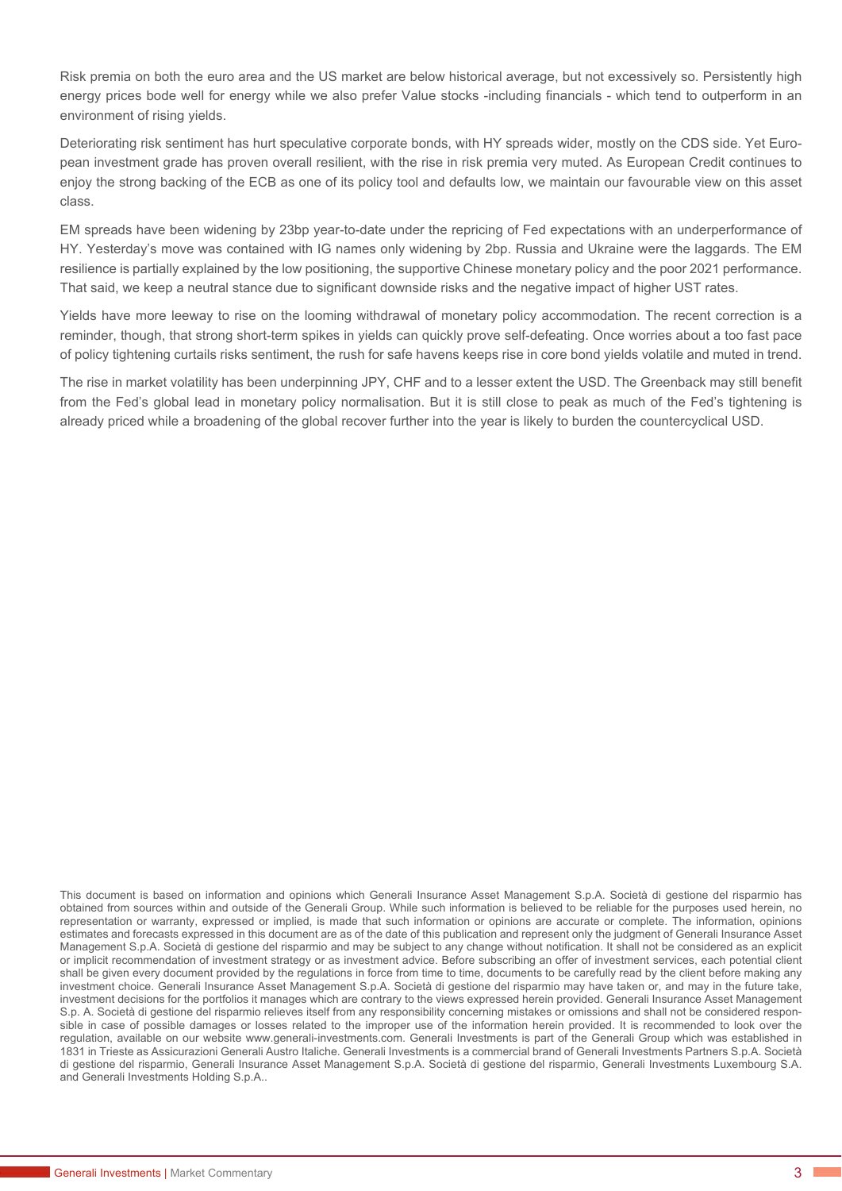Risk premia on both the euro area and the US market are below historical average, but not excessively so. Persistently high energy prices bode well for energy while we also prefer Value stocks -including financials - which tend to outperform in an environment of rising yields.

Deteriorating risk sentiment has hurt speculative corporate bonds, with HY spreads wider, mostly on the CDS side. Yet European investment grade has proven overall resilient, with the rise in risk premia very muted. As European Credit continues to enjoy the strong backing of the ECB as one of its policy tool and defaults low, we maintain our favourable view on this asset class.

EM spreads have been widening by 23bp year-to-date under the repricing of Fed expectations with an underperformance of HY. Yesterday's move was contained with IG names only widening by 2bp. Russia and Ukraine were the laggards. The EM resilience is partially explained by the low positioning, the supportive Chinese monetary policy and the poor 2021 performance. That said, we keep a neutral stance due to significant downside risks and the negative impact of higher UST rates.

Yields have more leeway to rise on the looming withdrawal of monetary policy accommodation. The recent correction is a reminder, though, that strong short-term spikes in yields can quickly prove self-defeating. Once worries about a too fast pace of policy tightening curtails risks sentiment, the rush for safe havens keeps rise in core bond yields volatile and muted in trend.

The rise in market volatility has been underpinning JPY, CHF and to a lesser extent the USD. The Greenback may still benefit from the Fed's global lead in monetary policy normalisation. But it is still close to peak as much of the Fed's tightening is already priced while a broadening of the global recover further into the year is likely to burden the countercyclical USD.

This document is based on information and opinions which Generali Insurance Asset Management S.p.A. Società di gestione del risparmio has obtained from sources within and outside of the Generali Group. While such information is believed to be reliable for the purposes used herein, no representation or warranty, expressed or implied, is made that such information or opinions are accurate or complete. The information, opinions estimates and forecasts expressed in this document are as of the date of this publication and represent only the judgment of Generali Insurance Asset Management S.p.A. Società di gestione del risparmio and may be subject to any change without notification. It shall not be considered as an explicit or implicit recommendation of investment strategy or as investment advice. Before subscribing an offer of investment services, each potential client shall be given every document provided by the regulations in force from time to time, documents to be carefully read by the client before making any investment choice. Generali Insurance Asset Management S.p.A. Società di gestione del risparmio may have taken or, and may in the future take, investment decisions for the portfolios it manages which are contrary to the views expressed herein provided. Generali Insurance Asset Management S.p. A. Società di gestione del risparmio relieves itself from any responsibility concerning mistakes or omissions and shall not be considered responsible in case of possible damages or losses related to the improper use of the information herein provided. It is recommended to look over the regulation, available on our website www.generali-investments.com. Generali Investments is part of the Generali Group which was established in 1831 in Trieste as Assicurazioni Generali Austro Italiche. Generali Investments is a commercial brand of Generali Investments Partners S.p.A. Società di gestione del risparmio, Generali Insurance Asset Management S.p.A. Società di gestione del risparmio, Generali Investments Luxembourg S.A. and Generali Investments Holding S.p.A..